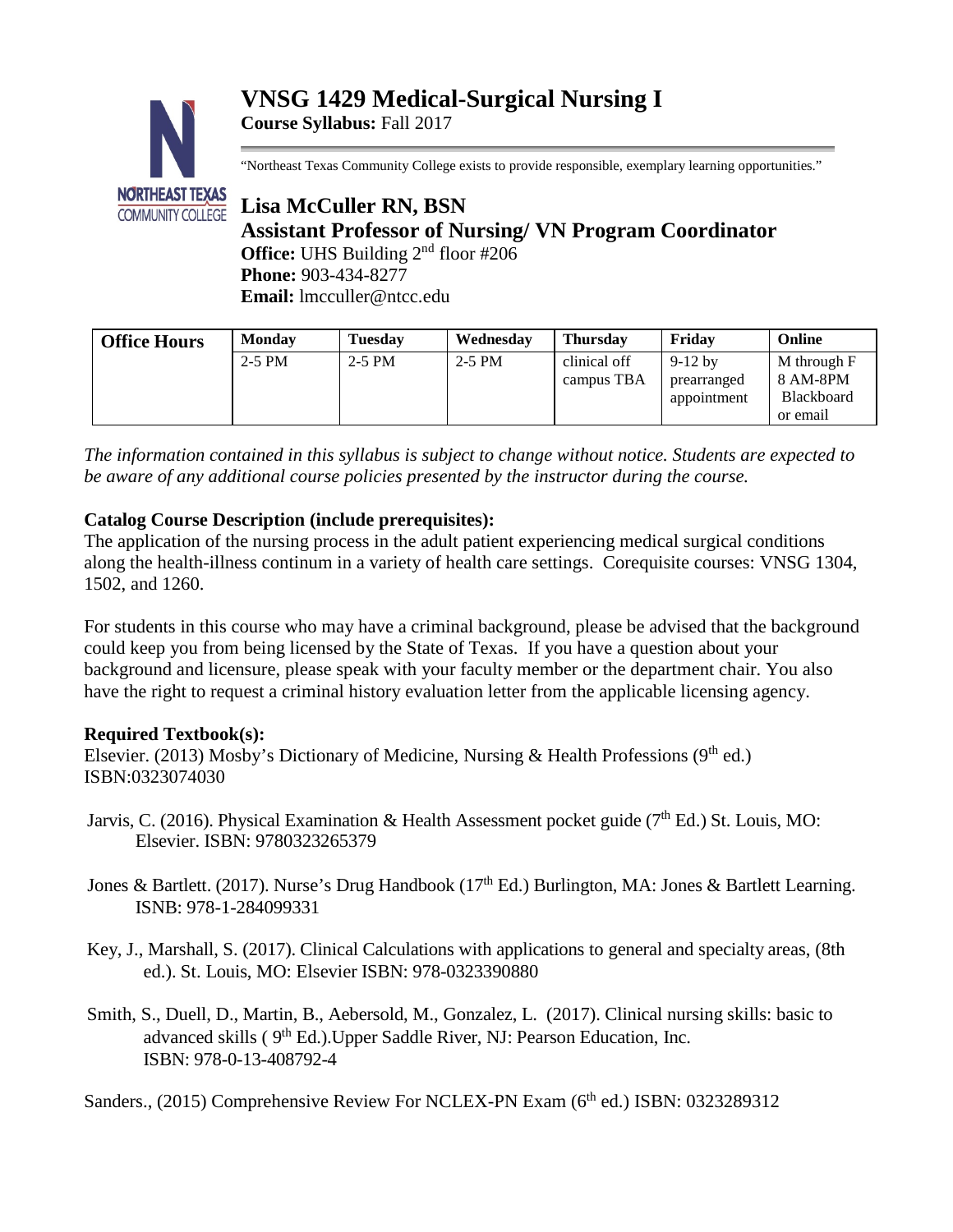# VNSG 1429 Medical-Surgical Nursing I

**Course Syllabus:** Fall 2017

"Northeast Texas Community College exists to provide responsible, exemplary learning opportunities."

## Lisa McCuller RN, BSN

## Assistant Professor of Nursing/ VN Program Coordinator

**Office:** UHS Building 2nd floor #206
**Phone:** 903-434-8277
**Email:** lmcculler@ntcc.edu

| Office Hours | Monday | Tuesday | Wednesday | Thursday | Friday | Online |
|---|---|---|---|---|---|---|
| | 2-5 PM | 2-5 PM | 2-5 PM | clinical off campus TBA | 9-12 by prearranged appointment | M through F 8 AM-8PM Blackboard or email |

*The information contained in this syllabus is subject to change without notice. Students are expected to be aware of any additional course policies presented by the instructor during the course.*

**Catalog Course Description (include prerequisites):**
The application of the nursing process in the adult patient experiencing medical surgical conditions along the health-illness continuum in a variety of health care settings. Corequisite courses: VNSG 1304, 1502, and 1260.

For students in this course who may have a criminal background, please be advised that the background could keep you from being licensed by the State of Texas. If you have a question about your background and licensure, please speak with your faculty member or the department chair. You also have the right to request a criminal history evaluation letter from the applicable licensing agency.

**Required Textbook(s):**
Elsevier. (2013) Mosby's Dictionary of Medicine, Nursing & Health Professions (9th ed.) ISBN:0323074030

Jarvis, C. (2016). Physical Examination & Health Assessment pocket guide (7th Ed.) St. Louis, MO: Elsevier. ISBN: 9780323265379

Jones & Bartlett. (2017). Nurse's Drug Handbook (17th Ed.) Burlington, MA: Jones & Bartlett Learning. ISNB: 978-1-284099331

Key, J., Marshall, S. (2017). Clinical Calculations with applications to general and specialty areas, (8th ed.). St. Louis, MO: Elsevier ISBN: 978-0323390880

Smith, S., Duell, D., Martin, B., Aebersold, M., Gonzalez, L. (2017). Clinical nursing skills: basic to advanced skills ( 9th Ed.).Upper Saddle River, NJ: Pearson Education, Inc. ISBN: 978-0-13-408792-4

Sanders., (2015) Comprehensive Review For NCLEX-PN Exam (6th ed.) ISBN: 0323289312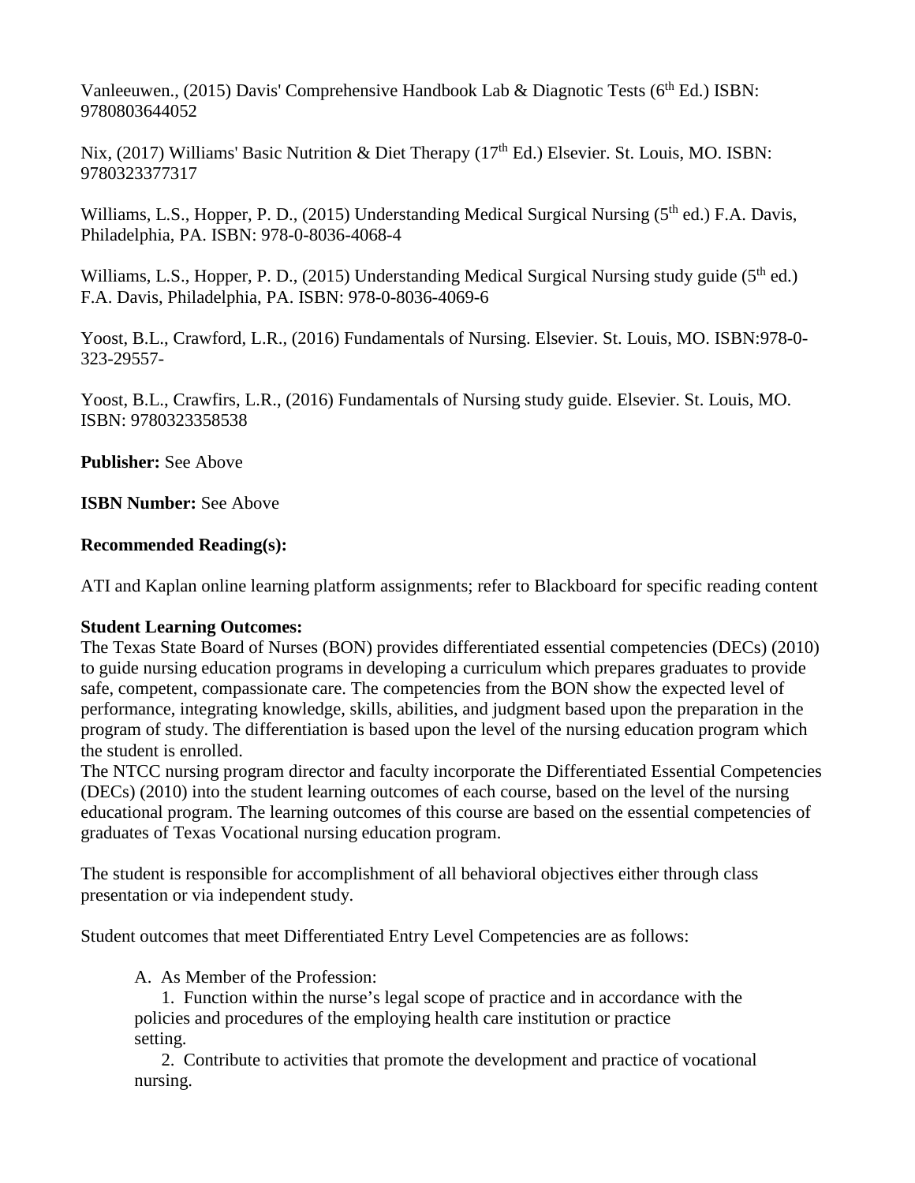Vanleeuwen., (2015) Davis' Comprehensive Handbook Lab & Diagnotic Tests (6th Ed.) ISBN: 9780803644052

Nix, (2017) Williams' Basic Nutrition & Diet Therapy (17th Ed.) Elsevier. St. Louis, MO. ISBN: 9780323377317

Williams, L.S., Hopper, P. D., (2015) Understanding Medical Surgical Nursing (5th ed.) F.A. Davis, Philadelphia, PA. ISBN: 978-0-8036-4068-4

Williams, L.S., Hopper, P. D., (2015) Understanding Medical Surgical Nursing study guide (5th ed.) F.A. Davis, Philadelphia, PA. ISBN: 978-0-8036-4069-6

Yoost, B.L., Crawford, L.R., (2016) Fundamentals of Nursing. Elsevier. St. Louis, MO. ISBN:978-0-323-29557-

Yoost, B.L., Crawfirs, L.R., (2016) Fundamentals of Nursing study guide. Elsevier. St. Louis, MO. ISBN: 9780323358538

**Publisher:** See Above

**ISBN Number:** See Above

**Recommended Reading(s):**

ATI and Kaplan online learning platform assignments; refer to Blackboard for specific reading content

**Student Learning Outcomes:**

The Texas State Board of Nurses (BON) provides differentiated essential competencies (DECs) (2010) to guide nursing education programs in developing a curriculum which prepares graduates to provide safe, competent, compassionate care. The competencies from the BON show the expected level of performance, integrating knowledge, skills, abilities, and judgment based upon the preparation in the program of study. The differentiation is based upon the level of the nursing education program which the student is enrolled.

The NTCC nursing program director and faculty incorporate the Differentiated Essential Competencies (DECs) (2010) into the student learning outcomes of each course, based on the level of the nursing educational program. The learning outcomes of this course are based on the essential competencies of graduates of Texas Vocational nursing education program.

The student is responsible for accomplishment of all behavioral objectives either through class presentation or via independent study.

Student outcomes that meet Differentiated Entry Level Competencies are as follows:

A. As Member of the Profession:

1. Function within the nurse's legal scope of practice and in accordance with the policies and procedures of the employing health care institution or practice setting.
2. Contribute to activities that promote the development and practice of vocational nursing.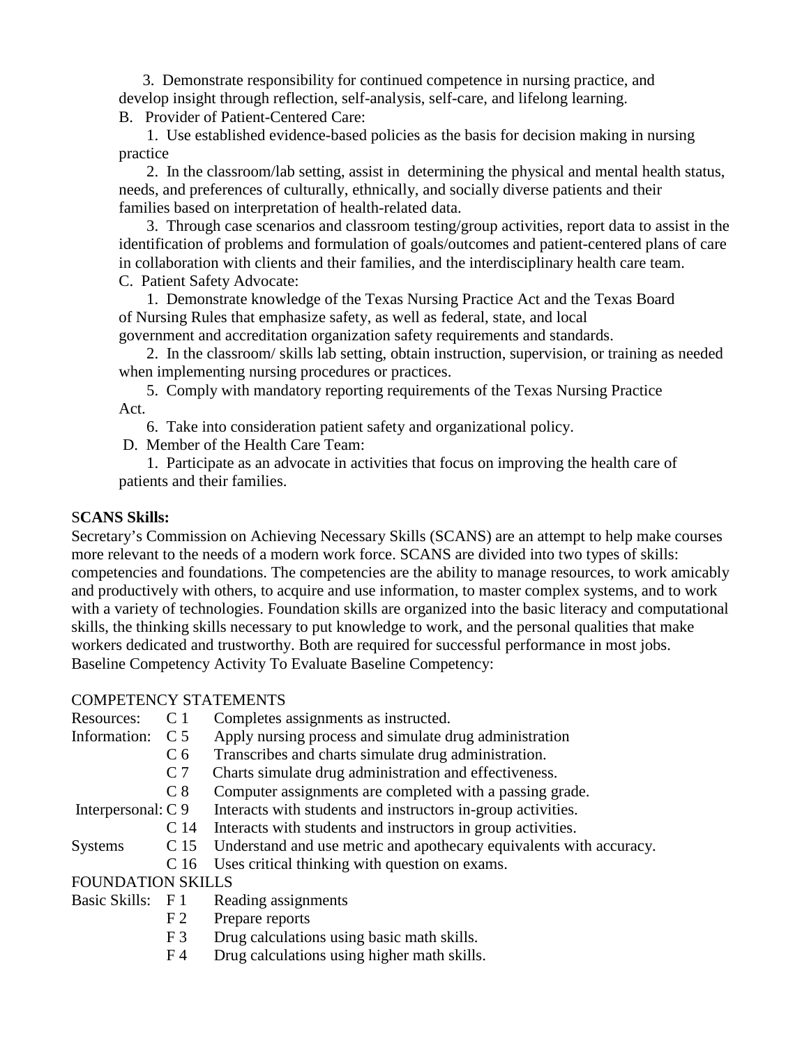3. Demonstrate responsibility for continued competence in nursing practice, and develop insight through reflection, self-analysis, self-care, and lifelong learning.

B. Provider of Patient-Centered Care:

1. Use established evidence-based policies as the basis for decision making in nursing practice

2. In the classroom/lab setting, assist in determining the physical and mental health status, needs, and preferences of culturally, ethnically, and socially diverse patients and their families based on interpretation of health-related data.

3. Through case scenarios and classroom testing/group activities, report data to assist in the identification of problems and formulation of goals/outcomes and patient-centered plans of care in collaboration with clients and their families, and the interdisciplinary health care team.

C. Patient Safety Advocate:

1. Demonstrate knowledge of the Texas Nursing Practice Act and the Texas Board of Nursing Rules that emphasize safety, as well as federal, state, and local government and accreditation organization safety requirements and standards.

2. In the classroom/ skills lab setting, obtain instruction, supervision, or training as needed when implementing nursing procedures or practices.

5. Comply with mandatory reporting requirements of the Texas Nursing Practice Act.

6. Take into consideration patient safety and organizational policy.

D. Member of the Health Care Team:

1. Participate as an advocate in activities that focus on improving the health care of patients and their families.

## SCANS Skills:

Secretary's Commission on Achieving Necessary Skills (SCANS) are an attempt to help make courses more relevant to the needs of a modern work force. SCANS are divided into two types of skills: competencies and foundations. The competencies are the ability to manage resources, to work amicably and productively with others, to acquire and use information, to master complex systems, and to work with a variety of technologies. Foundation skills are organized into the basic literacy and computational skills, the thinking skills necessary to put knowledge to work, and the personal qualities that make workers dedicated and trustworthy. Both are required for successful performance in most jobs.
Baseline Competency Activity To Evaluate Baseline Competency:

COMPETENCY STATEMENTS

| | | |
|---|---|---|
| Resources: | C 1 | Completes assignments as instructed. |
| Information: | C 5 | Apply nursing process and simulate drug administration |
| | C 6 | Transcribes and charts simulate drug administration. |
| | C 7 | Charts simulate drug administration and effectiveness. |
| | C 8 | Computer assignments are completed with a passing grade. |
| Interpersonal: | C 9 | Interacts with students and instructors in-group activities. |
| | C 14 | Interacts with students and instructors in group activities. |
| Systems | C 15 | Understand and use metric and apothecary equivalents with accuracy. |
| | C 16 | Uses critical thinking with question on exams. |

FOUNDATION SKILLS

| | | |
|---|---|---|
| Basic Skills: | F 1 | Reading assignments |
| | F 2 | Prepare reports |
| | F 3 | Drug calculations using basic math skills. |
| | F 4 | Drug calculations using higher math skills. |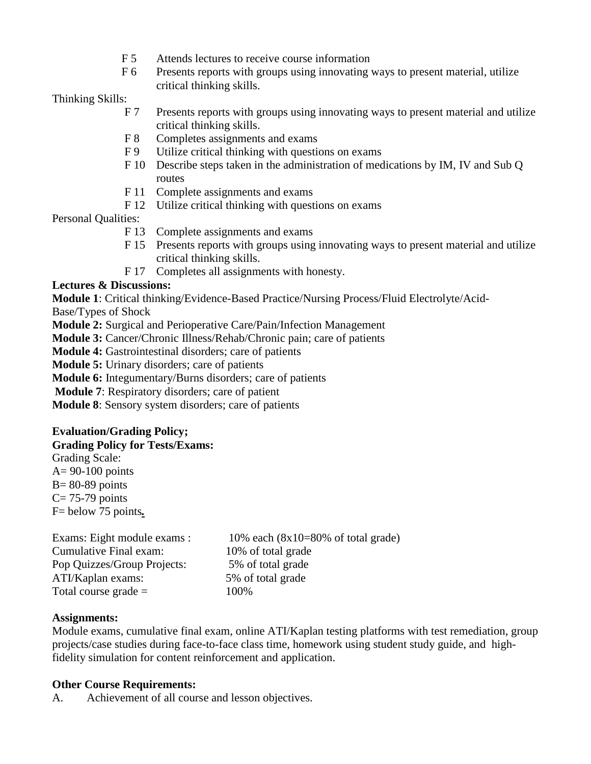F 5 Attends lectures to receive course information

F 6 Presents reports with groups using innovating ways to present material, utilize critical thinking skills.

Thinking Skills:

F 7 Presents reports with groups using innovating ways to present material and utilize critical thinking skills.

F 8 Completes assignments and exams

F 9 Utilize critical thinking with questions on exams

F 10 Describe steps taken in the administration of medications by IM, IV and Sub Q routes

F 11 Complete assignments and exams

F 12 Utilize critical thinking with questions on exams

Personal Qualities:

F 13 Complete assignments and exams

F 15 Presents reports with groups using innovating ways to present material and utilize critical thinking skills.

F 17 Completes all assignments with honesty.

**Lectures & Discussions:**

**Module 1**: Critical thinking/Evidence-Based Practice/Nursing Process/Fluid Electrolyte/Acid-Base/Types of Shock

**Module 2:** Surgical and Perioperative Care/Pain/Infection Management

**Module 3:** Cancer/Chronic Illness/Rehab/Chronic pain; care of patients

**Module 4:** Gastrointestinal disorders; care of patients

**Module 5:** Urinary disorders; care of patients

**Module 6:** Integumentary/Burns disorders; care of patients

**Module 7**: Respiratory disorders; care of patient

**Module 8**: Sensory system disorders; care of patients

**Evaluation/Grading Policy;**

**Grading Policy for Tests/Exams:**

Grading Scale:
A= 90-100 points
B= 80-89 points
C= 75-79 points
F= below 75 points.

| | |
|---|---|
| Exams: Eight module exams : | 10% each (8x10=80% of total grade) |
| Cumulative Final exam: | 10% of total grade |
| Pop Quizzes/Group Projects: | 5% of total grade |
| ATI/Kaplan exams: | 5% of total grade |
| Total course grade = | 100% |

**Assignments:**

Module exams, cumulative final exam, online ATI/Kaplan testing platforms with test remediation, group projects/case studies during face-to-face class time, homework using student study guide, and high-fidelity simulation for content reinforcement and application.

**Other Course Requirements:**

A. Achievement of all course and lesson objectives.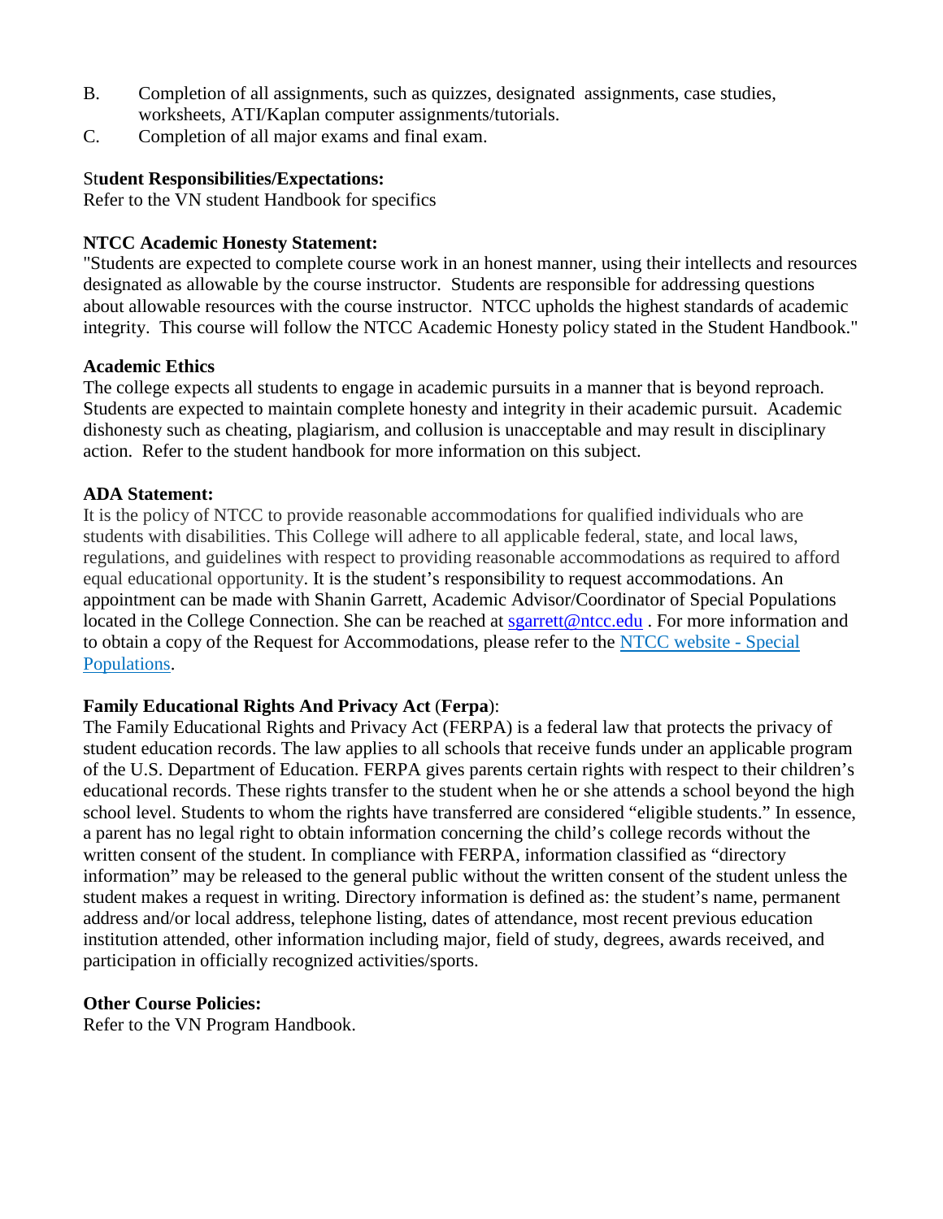B. Completion of all assignments, such as quizzes, designated assignments, case studies, worksheets, ATI/Kaplan computer assignments/tutorials.

C. Completion of all major exams and final exam.

**Student Responsibilities/Expectations:**
Refer to the VN student Handbook for specifics

**NTCC Academic Honesty Statement:**
"Students are expected to complete course work in an honest manner, using their intellects and resources designated as allowable by the course instructor. Students are responsible for addressing questions about allowable resources with the course instructor. NTCC upholds the highest standards of academic integrity. This course will follow the NTCC Academic Honesty policy stated in the Student Handbook."

**Academic Ethics**
The college expects all students to engage in academic pursuits in a manner that is beyond reproach. Students are expected to maintain complete honesty and integrity in their academic pursuit. Academic dishonesty such as cheating, plagiarism, and collusion is unacceptable and may result in disciplinary action. Refer to the student handbook for more information on this subject.

**ADA Statement:**
It is the policy of NTCC to provide reasonable accommodations for qualified individuals who are students with disabilities. This College will adhere to all applicable federal, state, and local laws, regulations, and guidelines with respect to providing reasonable accommodations as required to afford equal educational opportunity. It is the student's responsibility to request accommodations. An appointment can be made with Shanin Garrett, Academic Advisor/Coordinator of Special Populations located in the College Connection. She can be reached at sgarrett@ntcc.edu . For more information and to obtain a copy of the Request for Accommodations, please refer to the NTCC website - Special Populations.

**Family Educational Rights And Privacy Act (Ferpa):**
The Family Educational Rights and Privacy Act (FERPA) is a federal law that protects the privacy of student education records. The law applies to all schools that receive funds under an applicable program of the U.S. Department of Education. FERPA gives parents certain rights with respect to their children's educational records. These rights transfer to the student when he or she attends a school beyond the high school level. Students to whom the rights have transferred are considered "eligible students." In essence, a parent has no legal right to obtain information concerning the child's college records without the written consent of the student. In compliance with FERPA, information classified as "directory information" may be released to the general public without the written consent of the student unless the student makes a request in writing. Directory information is defined as: the student's name, permanent address and/or local address, telephone listing, dates of attendance, most recent previous education institution attended, other information including major, field of study, degrees, awards received, and participation in officially recognized activities/sports.

**Other Course Policies:**
Refer to the VN Program Handbook.